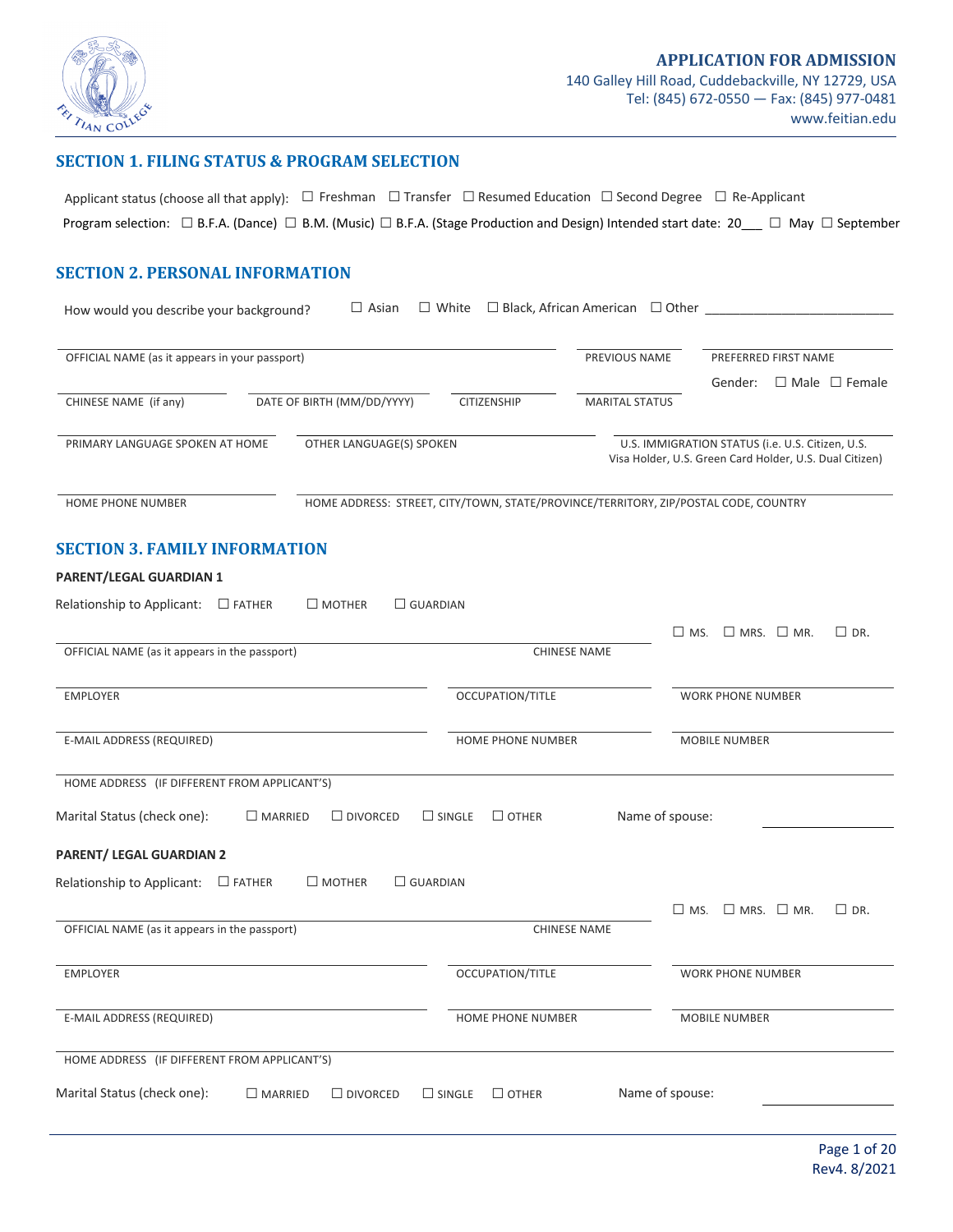# APPLICATION FOR ADMISSION

140 Galley Hill Road, Cuddebackville, NY 12729, USA
Tel: (845) 672-0550 — Fax: (845) 977-0481
www.feitian.edu

## SECTION 1. FILING STATUS & PROGRAM SELECTION

Applicant status (choose all that apply): ☐ Freshman ☐ Transfer ☐ Resumed Education ☐ Second Degree ☐ Re-Applicant

Program selection: ☐ B.F.A. (Dance) ☐ B.M. (Music) ☐ B.F.A. (Stage Production and Design) Intended start date: 20___ ☐ May ☐ September

## SECTION 2. PERSONAL INFORMATION

How would you describe your background? ☐ Asian ☐ White ☐ Black, African American ☐ Other ___________________________

OFFICIAL NAME (as it appears in your passport) | PREVIOUS NAME | PREFERRED FIRST NAME

CHINESE NAME (if any) | DATE OF BIRTH (MM/DD/YYYY) | CITIZENSHIP | MARITAL STATUS | Gender: ☐ Male ☐ Female

PRIMARY LANGUAGE SPOKEN AT HOME | OTHER LANGUAGE(S) SPOKEN | U.S. IMMIGRATION STATUS (i.e. U.S. Citizen, U.S. Visa Holder, U.S. Green Card Holder, U.S. Dual Citizen)

HOME PHONE NUMBER | HOME ADDRESS: STREET, CITY/TOWN, STATE/PROVINCE/TERRITORY, ZIP/POSTAL CODE, COUNTRY

## SECTION 3. FAMILY INFORMATION

**PARENT/LEGAL GUARDIAN 1**

Relationship to Applicant: ☐ FATHER ☐ MOTHER ☐ GUARDIAN

OFFICIAL NAME (as it appears in the passport) | CHINESE NAME | ☐ MS. ☐ MRS. ☐ MR. ☐ DR.

EMPLOYER | OCCUPATION/TITLE | WORK PHONE NUMBER

E-MAIL ADDRESS (REQUIRED) | HOME PHONE NUMBER | MOBILE NUMBER

HOME ADDRESS (IF DIFFERENT FROM APPLICANT'S)

Marital Status (check one): ☐ MARRIED ☐ DIVORCED ☐ SINGLE ☐ OTHER Name of spouse: ______________

**PARENT/ LEGAL GUARDIAN 2**

Relationship to Applicant: ☐ FATHER ☐ MOTHER ☐ GUARDIAN

OFFICIAL NAME (as it appears in the passport) | CHINESE NAME | ☐ MS. ☐ MRS. ☐ MR. ☐ DR.

EMPLOYER | OCCUPATION/TITLE | WORK PHONE NUMBER

E-MAIL ADDRESS (REQUIRED) | HOME PHONE NUMBER | MOBILE NUMBER

HOME ADDRESS (IF DIFFERENT FROM APPLICANT'S)

Marital Status (check one): ☐ MARRIED ☐ DIVORCED ☐ SINGLE ☐ OTHER Name of spouse: ______________

Rev4. 8/2021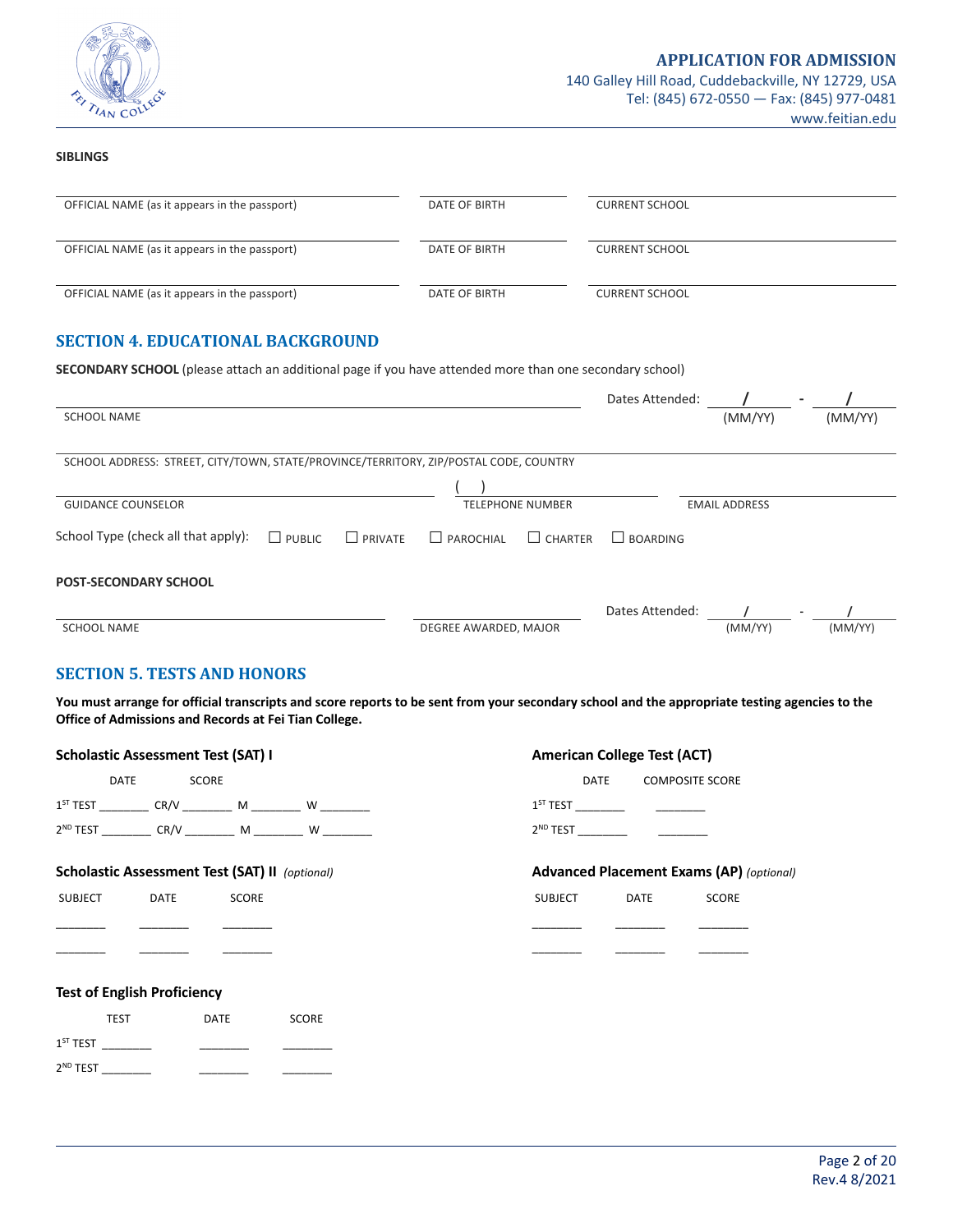**APPLICATION FOR ADMISSION**
140 Galley Hill Road, Cuddebackville, NY 12729, USA
Tel: (845) 672-0550 — Fax: (845) 977-0481
www.feitian.edu

**SIBLINGS**

| OFFICIAL NAME (as it appears in the passport) | DATE OF BIRTH | CURRENT SCHOOL |
|---|---|---|
| OFFICIAL NAME (as it appears in the passport) | DATE OF BIRTH | CURRENT SCHOOL |
| OFFICIAL NAME (as it appears in the passport) | DATE OF BIRTH | CURRENT SCHOOL |

## SECTION 4. EDUCATIONAL BACKGROUND

**SECONDARY SCHOOL** (please attach an additional page if you have attended more than one secondary school)

SCHOOL NAME ____________ Dates Attended: ___/___ (MM/YY) - ___/___ (MM/YY)

SCHOOL ADDRESS: STREET, CITY/TOWN, STATE/PROVINCE/TERRITORY, ZIP/POSTAL CODE, COUNTRY

GUIDANCE COUNSELOR ____________ ( ) TELEPHONE NUMBER ____________ EMAIL ADDRESS ____________

School Type (check all that apply): ☐ PUBLIC ☐ PRIVATE ☐ PAROCHIAL ☐ CHARTER ☐ BOARDING

**POST-SECONDARY SCHOOL**

SCHOOL NAME ____________ DEGREE AWARDED, MAJOR ____________ Dates Attended: ___/___ (MM/YY) - ___/___ (MM/YY)

## SECTION 5. TESTS AND HONORS

**You must arrange for official transcripts and score reports to be sent from your secondary school and the appropriate testing agencies to the Office of Admissions and Records at Fei Tian College.**

**Scholastic Assessment Test (SAT) I**

| | DATE | SCORE | | |
|---|---|---|---|---|
| 1ST TEST | ________ | CR/V ________ | M ________ | W ________ |
| 2ND TEST | ________ | CR/V ________ | M ________ | W ________ |

**American College Test (ACT)**

| | DATE | COMPOSITE SCORE |
|---|---|---|
| 1ST TEST | ________ | ________ |
| 2ND TEST | ________ | ________ |

**Scholastic Assessment Test (SAT) II** *(optional)*

| SUBJECT | DATE | SCORE |
|---|---|---|
| ________ | ________ | ________ |
| ________ | ________ | ________ |

**Advanced Placement Exams (AP)** *(optional)*

| SUBJECT | DATE | SCORE |
|---|---|---|
| ________ | ________ | ________ |
| ________ | ________ | ________ |

**Test of English Proficiency**

| | TEST | DATE | SCORE |
|---|---|---|---|
| 1ST TEST | ________ | ________ | ________ |
| 2ND TEST | ________ | ________ | ________ |

Rev.4 8/2021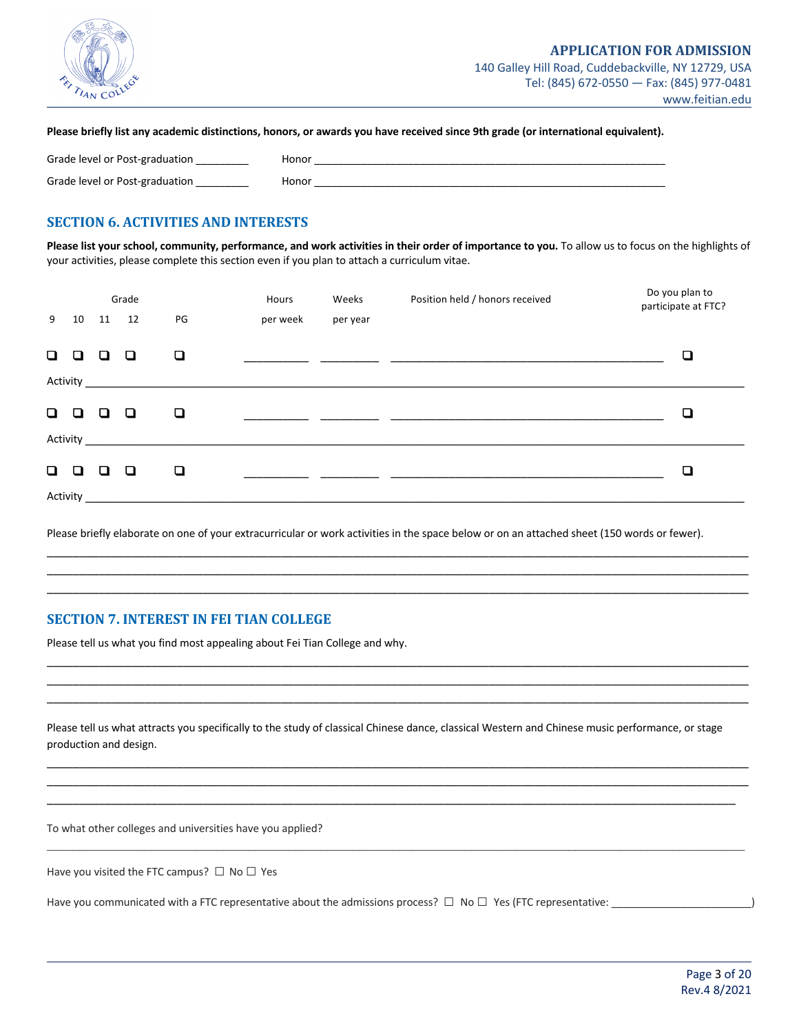**Please briefly list any academic distinctions, honors, or awards you have received since 9th grade (or international equivalent).**

Grade level or Post-graduation _________ Honor ________________________________________________________________

Grade level or Post-graduation _________ Honor ________________________________________________________________

## SECTION 6. ACTIVITIES AND INTERESTS

**Please list your school, community, performance, and work activities in their order of importance to you.** To allow us to focus on the highlights of your activities, please complete this section even if you plan to attach a curriculum vitae.

| Grade 9 | 10 | 11 | 12 | PG | Hours per week | Weeks per year | Position held / honors received | Do you plan to participate at FTC? |
|---|---|---|---|---|---|---|---|---|
| ☐ | ☐ | ☐ | ☐ | ☐ | ___________ | __________ | ______________________________ | ☐ |
| Activity ______________________________ | | | | | | | | |
| ☐ | ☐ | ☐ | ☐ | ☐ | ___________ | __________ | ______________________________ | ☐ |
| Activity ______________________________ | | | | | | | | |
| ☐ | ☐ | ☐ | ☐ | ☐ | ___________ | __________ | ______________________________ | ☐ |
| Activity ______________________________ | | | | | | | | |

Please briefly elaborate on one of your extracurricular or work activities in the space below or on an attached sheet (150 words or fewer).

________________________________________________________________________________________________________

________________________________________________________________________________________________________

________________________________________________________________________________________________________

## SECTION 7. INTEREST IN FEI TIAN COLLEGE

Please tell us what you find most appealing about Fei Tian College and why.

________________________________________________________________________________________________________

________________________________________________________________________________________________________

________________________________________________________________________________________________________

Please tell us what attracts you specifically to the study of classical Chinese dance, classical Western and Chinese music performance, or stage production and design.

________________________________________________________________________________________________________

________________________________________________________________________________________________________

________________________________________________________________________________________________________

To what other colleges and universities have you applied?

________________________________________________________________________________________________________

Have you visited the FTC campus? ☐ No ☐ Yes

Have you communicated with a FTC representative about the admissions process? ☐ No ☐ Yes (FTC representative: ________________________)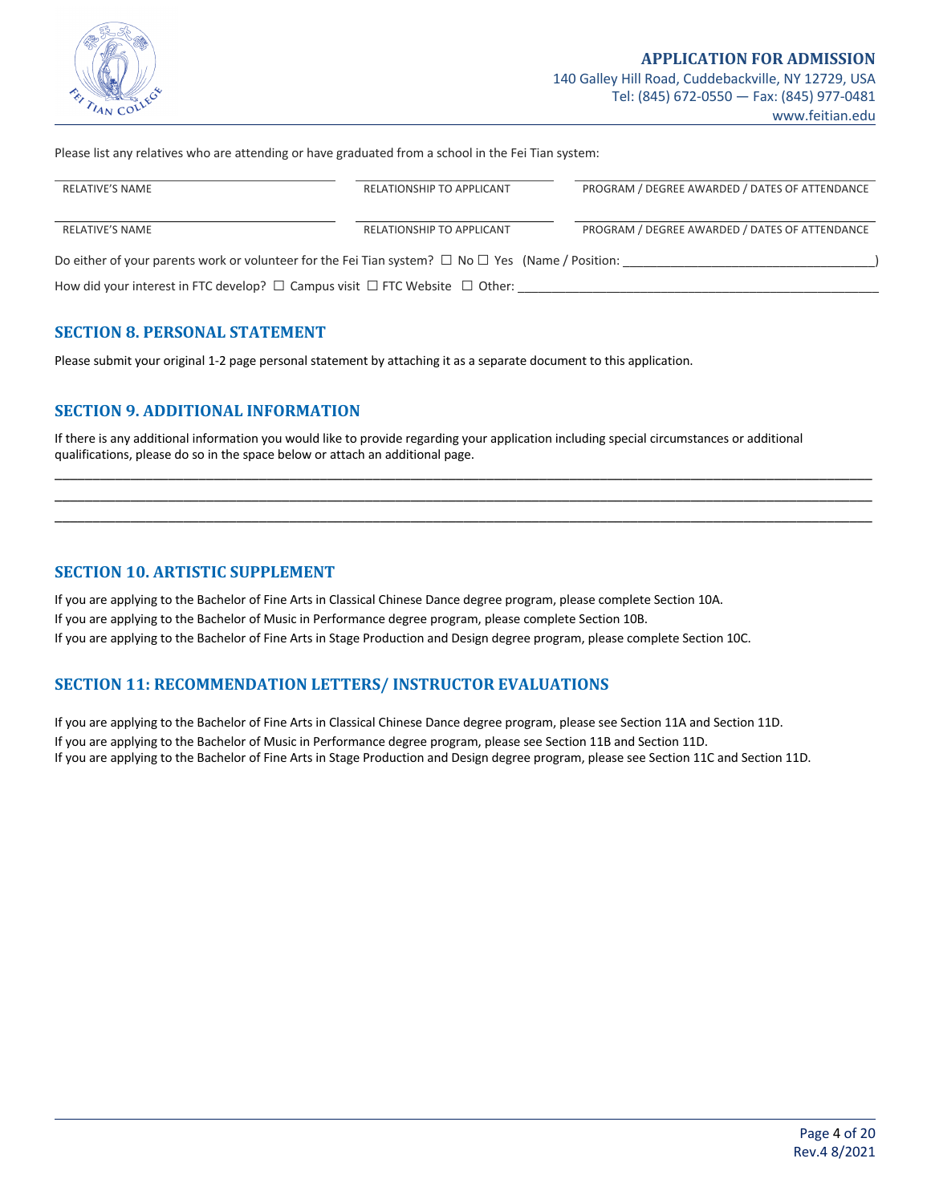Please list any relatives who are attending or have graduated from a school in the Fei Tian system:

| RELATIVE'S NAME | RELATIONSHIP TO APPLICANT | PROGRAM / DEGREE AWARDED / DATES OF ATTENDANCE |
|---|---|---|
| RELATIVE'S NAME | RELATIONSHIP TO APPLICANT | PROGRAM / DEGREE AWARDED / DATES OF ATTENDANCE |

Do either of your parents work or volunteer for the Fei Tian system? ☐ No ☐ Yes (Name / Position: ____________________________________)

How did your interest in FTC develop? ☐ Campus visit ☐ FTC Website ☐ Other: ____________________________________________________

## SECTION 8. PERSONAL STATEMENT

Please submit your original 1-2 page personal statement by attaching it as a separate document to this application.

## SECTION 9. ADDITIONAL INFORMATION

If there is any additional information you would like to provide regarding your application including special circumstances or additional qualifications, please do so in the space below or attach an additional page.

______________________________________________________________________________________________________________
______________________________________________________________________________________________________________
______________________________________________________________________________________________________________

## SECTION 10. ARTISTIC SUPPLEMENT

If you are applying to the Bachelor of Fine Arts in Classical Chinese Dance degree program, please complete Section 10A.
If you are applying to the Bachelor of Music in Performance degree program, please complete Section 10B.
If you are applying to the Bachelor of Fine Arts in Stage Production and Design degree program, please complete Section 10C.

## SECTION 11: RECOMMENDATION LETTERS/ INSTRUCTOR EVALUATIONS

If you are applying to the Bachelor of Fine Arts in Classical Chinese Dance degree program, please see Section 11A and Section 11D.
If you are applying to the Bachelor of Music in Performance degree program, please see Section 11B and Section 11D.
If you are applying to the Bachelor of Fine Arts in Stage Production and Design degree program, please see Section 11C and Section 11D.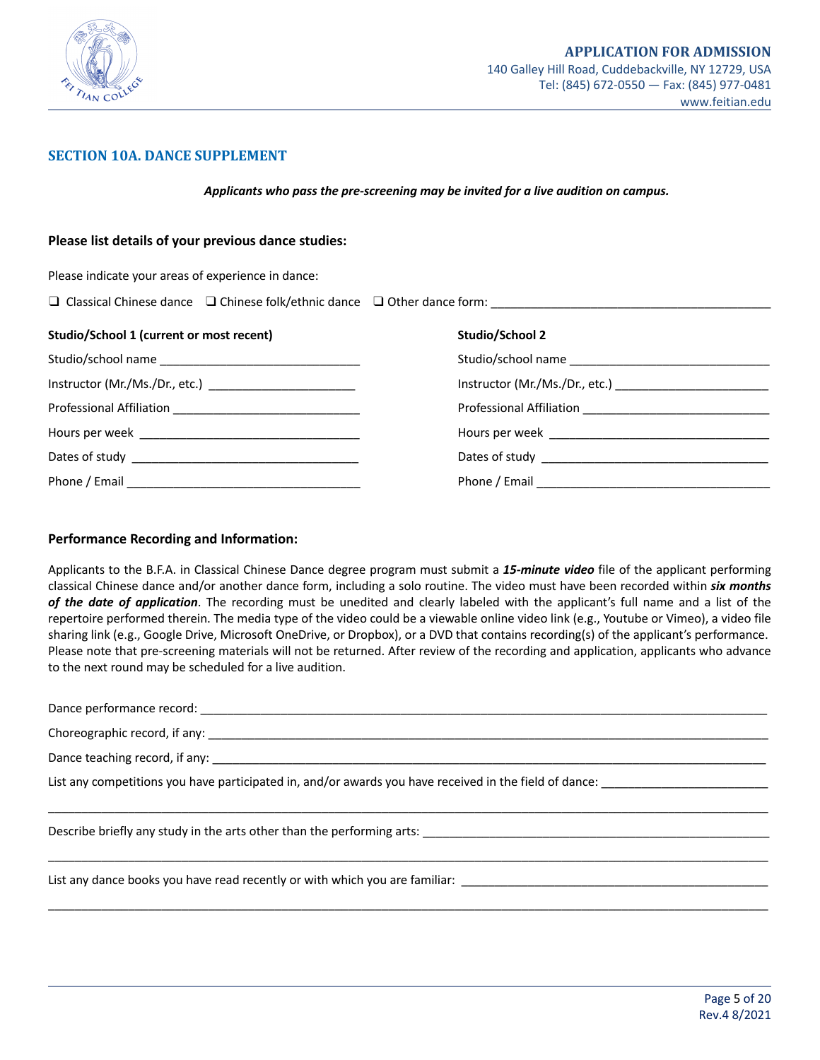## SECTION 10A. DANCE SUPPLEMENT

***Applicants who pass the pre-screening may be invited for a live audition on campus.***

### Please list details of your previous dance studies:

Please indicate your areas of experience in dance:

❑ Classical Chinese dance ❑ Chinese folk/ethnic dance ❑ Other dance form: ______________________________

**Studio/School 1 (current or most recent)**

Studio/school name ______________________________

Instructor (Mr./Ms./Dr., etc.) ______________________

Professional Affiliation ____________________________

Hours per week ________________________________

Dates of study _________________________________

Phone / Email __________________________________

**Studio/School 2**

Studio/school name ______________________________

Instructor (Mr./Ms./Dr., etc.) ______________________

Professional Affiliation ____________________________

Hours per week ________________________________

Dates of study _________________________________

Phone / Email __________________________________

### Performance Recording and Information:

Applicants to the B.F.A. in Classical Chinese Dance degree program must submit a ***15-minute video*** file of the applicant performing classical Chinese dance and/or another dance form, including a solo routine. The video must have been recorded within ***six months of the date of application***. The recording must be unedited and clearly labeled with the applicant's full name and a list of the repertoire performed therein. The media type of the video could be a viewable online video link (e.g., Youtube or Vimeo), a video file sharing link (e.g., Google Drive, Microsoft OneDrive, or Dropbox), or a DVD that contains recording(s) of the applicant's performance. Please note that pre-screening materials will not be returned. After review of the recording and application, applicants who advance to the next round may be scheduled for a live audition.

Dance performance record: ______________________________________________________________

Choreographic record, if any: ____________________________________________________________

Dance teaching record, if any: ___________________________________________________________

List any competitions you have participated in, and/or awards you have received in the field of dance: ________________________

______________________________________________________________________________________

Describe briefly any study in the arts other than the performing arts: _____________________________

______________________________________________________________________________________

List any dance books you have read recently or with which you are familiar: ______________________

______________________________________________________________________________________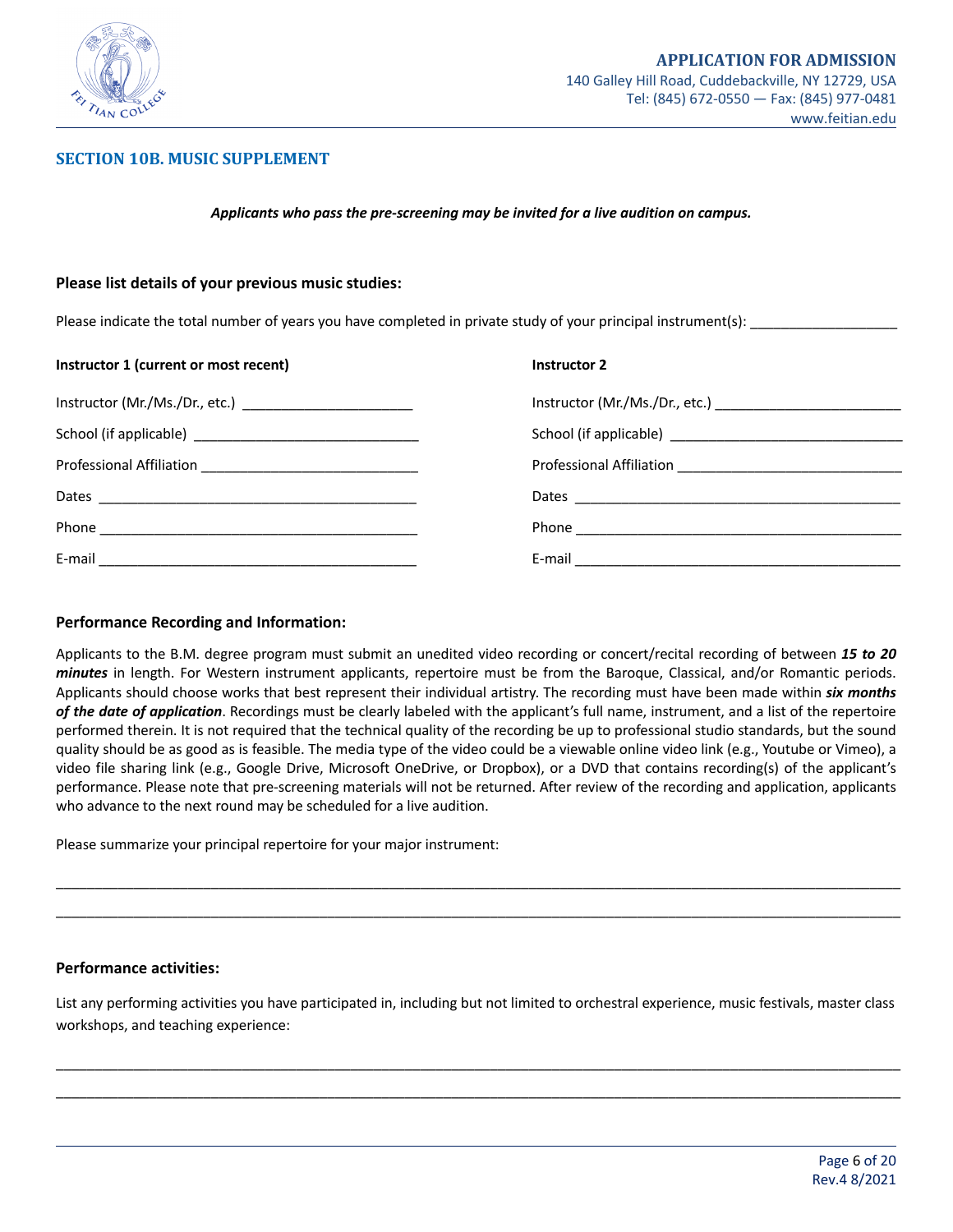## SECTION 10B. MUSIC SUPPLEMENT

***Applicants who pass the pre-screening may be invited for a live audition on campus.***

### Please list details of your previous music studies:

Please indicate the total number of years you have completed in private study of your principal instrument(s): ___________________

**Instructor 1 (current or most recent)**

Instructor (Mr./Ms./Dr., etc.) ______________________

School (if applicable) ____________________________

Professional Affiliation ____________________________

Dates ___________________________________________

Phone ___________________________________________

E-mail ___________________________________________

**Instructor 2**

Instructor (Mr./Ms./Dr., etc.) ________________________

School (if applicable) ______________________________

Professional Affiliation _____________________________

Dates ___________________________________________

Phone ___________________________________________

E-mail ___________________________________________

### Performance Recording and Information:

Applicants to the B.M. degree program must submit an unedited video recording or concert/recital recording of between ***15 to 20 minutes*** in length. For Western instrument applicants, repertoire must be from the Baroque, Classical, and/or Romantic periods. Applicants should choose works that best represent their individual artistry. The recording must have been made within ***six months of the date of application***. Recordings must be clearly labeled with the applicant's full name, instrument, and a list of the repertoire performed therein. It is not required that the technical quality of the recording be up to professional studio standards, but the sound quality should be as good as is feasible. The media type of the video could be a viewable online video link (e.g., Youtube or Vimeo), a video file sharing link (e.g., Google Drive, Microsoft OneDrive, or Dropbox), or a DVD that contains recording(s) of the applicant's performance. Please note that pre-screening materials will not be returned. After review of the recording and application, applicants who advance to the next round may be scheduled for a live audition.

Please summarize your principal repertoire for your major instrument:

____________________________________________________________________________________________________

____________________________________________________________________________________________________

### Performance activities:

List any performing activities you have participated in, including but not limited to orchestral experience, music festivals, master class workshops, and teaching experience:

____________________________________________________________________________________________________

____________________________________________________________________________________________________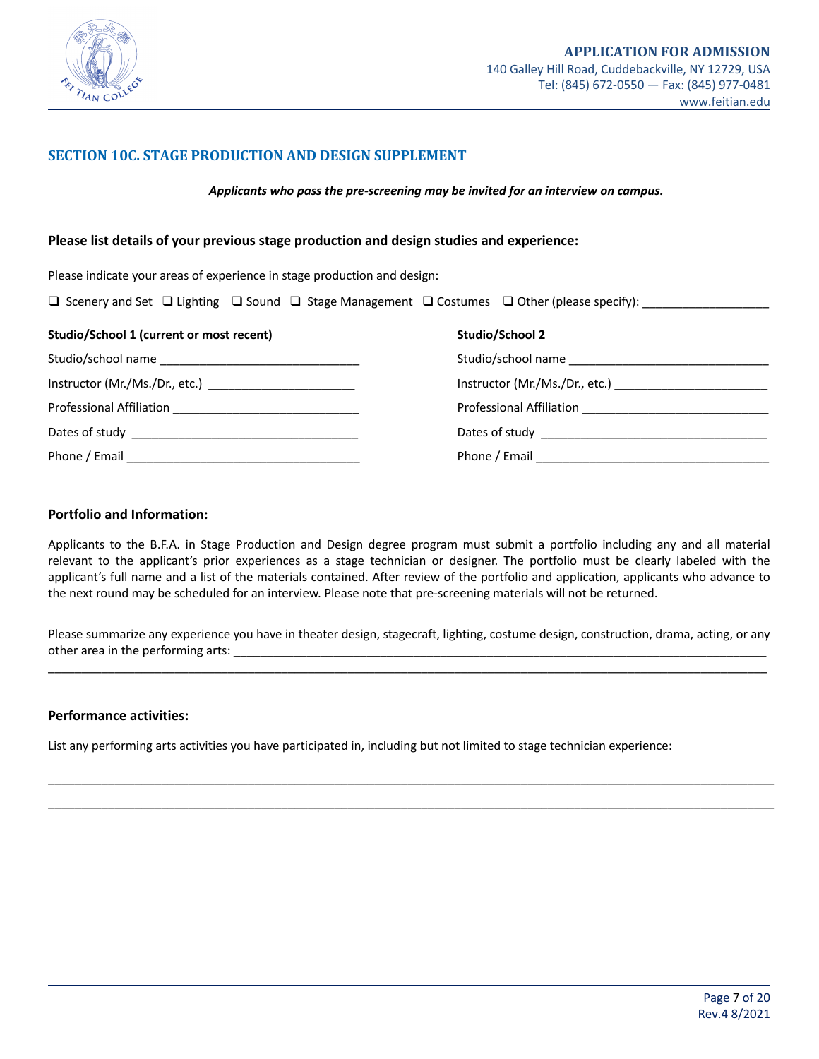## SECTION 10C. STAGE PRODUCTION AND DESIGN SUPPLEMENT

***Applicants who pass the pre-screening may be invited for an interview on campus.***

### Please list details of your previous stage production and design studies and experience:

Please indicate your areas of experience in stage production and design:

❑ Scenery and Set ❑ Lighting ❑ Sound ❑ Stage Management ❑ Costumes ❑ Other (please specify): ___________________

**Studio/School 1 (current or most recent)**

Studio/school name ______________________________

Instructor (Mr./Ms./Dr., etc.) ______________________

Professional Affiliation ____________________________

Dates of study _________________________________

Phone / Email __________________________________

**Studio/School 2**

Studio/school name ______________________________

Instructor (Mr./Ms./Dr., etc.) ______________________

Professional Affiliation ____________________________

Dates of study _________________________________

Phone / Email __________________________________

### Portfolio and Information:

Applicants to the B.F.A. in Stage Production and Design degree program must submit a portfolio including any and all material relevant to the applicant's prior experiences as a stage technician or designer. The portfolio must be clearly labeled with the applicant's full name and a list of the materials contained. After review of the portfolio and application, applicants who advance to the next round may be scheduled for an interview. Please note that pre-screening materials will not be returned.

Please summarize any experience you have in theater design, stagecraft, lighting, costume design, construction, drama, acting, or any other area in the performing arts: ____________________________________________________________________________________

______________________________________________________________________________________________________

### Performance activities:

List any performing arts activities you have participated in, including but not limited to stage technician experience:

______________________________________________________________________________________________________

______________________________________________________________________________________________________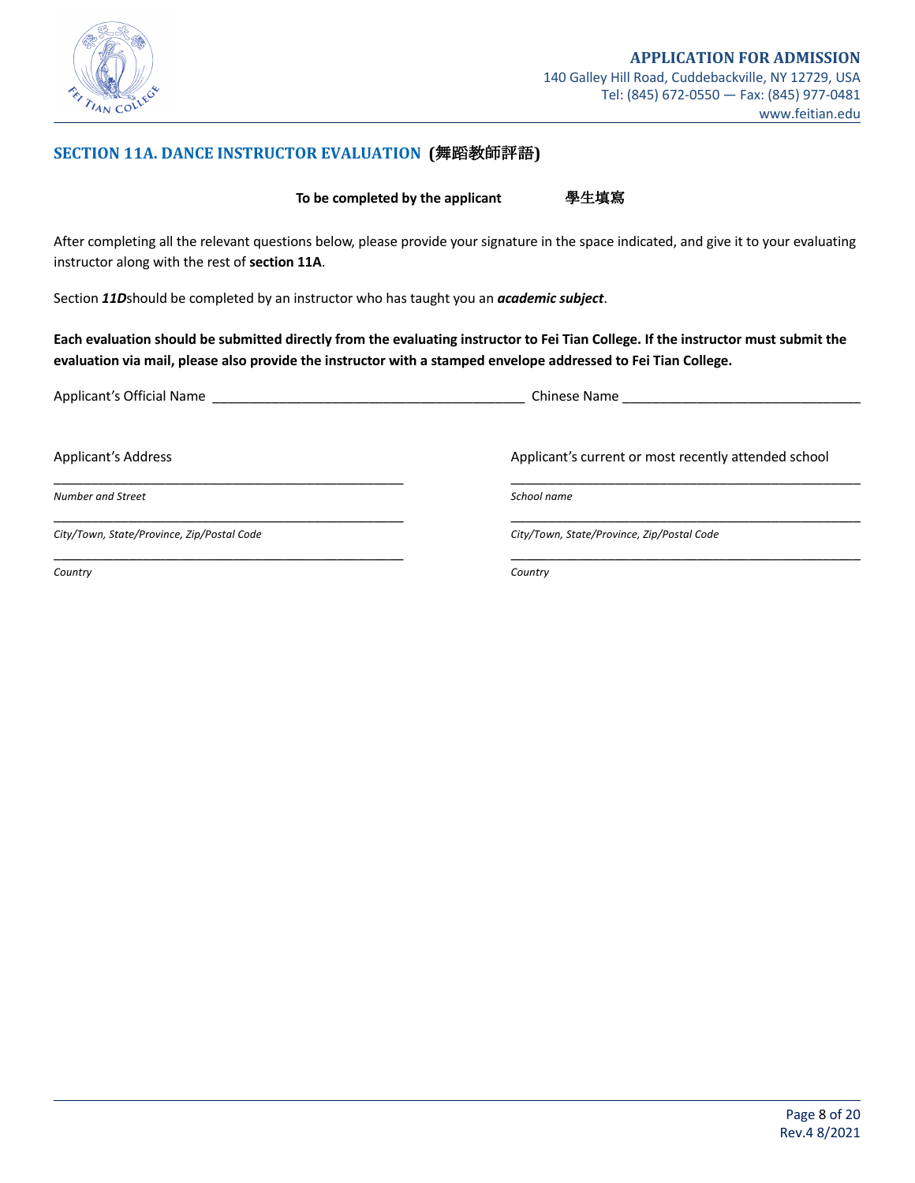## SECTION 11A. DANCE INSTRUCTOR EVALUATION (舞蹈教師評語)

**To be completed by the applicant** **學生填寫**

After completing all the relevant questions below, please provide your signature in the space indicated, and give it to your evaluating instructor along with the rest of **section 11A**.

Section ***11D***should be completed by an instructor who has taught you an ***academic subject***.

**Each evaluation should be submitted directly from the evaluating instructor to Fei Tian College. If the instructor must submit the evaluation via mail, please also provide the instructor with a stamped envelope addressed to Fei Tian College.**

Applicant's Official Name ________________________________________ Chinese Name ________________________________

Applicant's Address

___________________________________________________

*Number and Street*

___________________________________________________

*City/Town, State/Province, Zip/Postal Code*

___________________________________________________

*Country*

Applicant's current or most recently attended school

___________________________________________________

*School name*

___________________________________________________

*City/Town, State/Province, Zip/Postal Code*

___________________________________________________

*Country*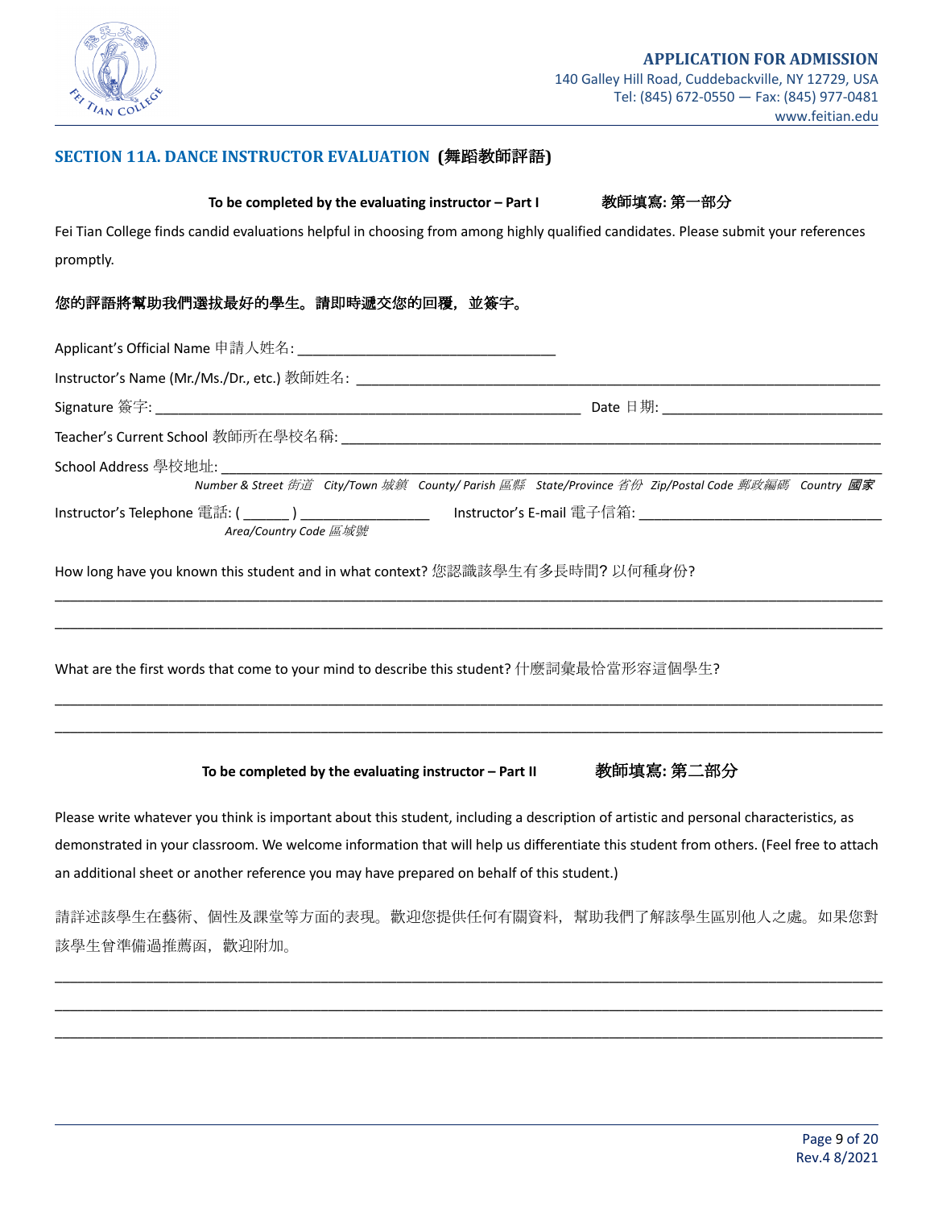# APPLICATION FOR ADMISSION

140 Galley Hill Road, Cuddebackville, NY 12729, USA
Tel: (845) 672-0550 — Fax: (845) 977-0481
www.feitian.edu

## SECTION 11A. DANCE INSTRUCTOR EVALUATION (舞蹈教師評語)

**To be completed by the evaluating instructor – Part I** **教師填寫: 第一部分**

Fei Tian College finds candid evaluations helpful in choosing from among highly qualified candidates. Please submit your references promptly.

**您的評語將幫助我們選拔最好的學生。請即時遞交您的回覆，並簽字。**

Applicant's Official Name 申請人姓名: ________________________________

Instructor's Name (Mr./Ms./Dr., etc.) 教師姓名: ________________________________

Signature 簽字: ________________________________ Date 日期: ________________________________

Teacher's Current School 教師所在學校名稱: ________________________________

School Address 學校地址: ________________________________

*Number & Street 街道 City/Town 城鎮 County/ Parish 區縣 State/Province 省份 Zip/Postal Code 郵政編碼 Country 國家*

Instructor's Telephone 電話: ( ______ ) ________________ Instructor's E-mail 電子信箱: ________________________________

*Area/Country Code 區域號*

How long have you known this student and in what context? 您認識該學生有多長時間? 以何種身份?

________________________________________________________________________________

________________________________________________________________________________

What are the first words that come to your mind to describe this student? 什麼詞彙最恰當形容這個學生?

________________________________________________________________________________

________________________________________________________________________________

**To be completed by the evaluating instructor – Part II** **教師填寫: 第二部分**

Please write whatever you think is important about this student, including a description of artistic and personal characteristics, as demonstrated in your classroom. We welcome information that will help us differentiate this student from others. (Feel free to attach an additional sheet or another reference you may have prepared on behalf of this student.)

請詳述該學生在藝術、個性及課堂等方面的表現。歡迎您提供任何有關資料，幫助我們了解該學生區別他人之處。如果您對該學生曾準備過推薦函，歡迎附加。

________________________________________________________________________________

________________________________________________________________________________

________________________________________________________________________________

Rev.4 8/2021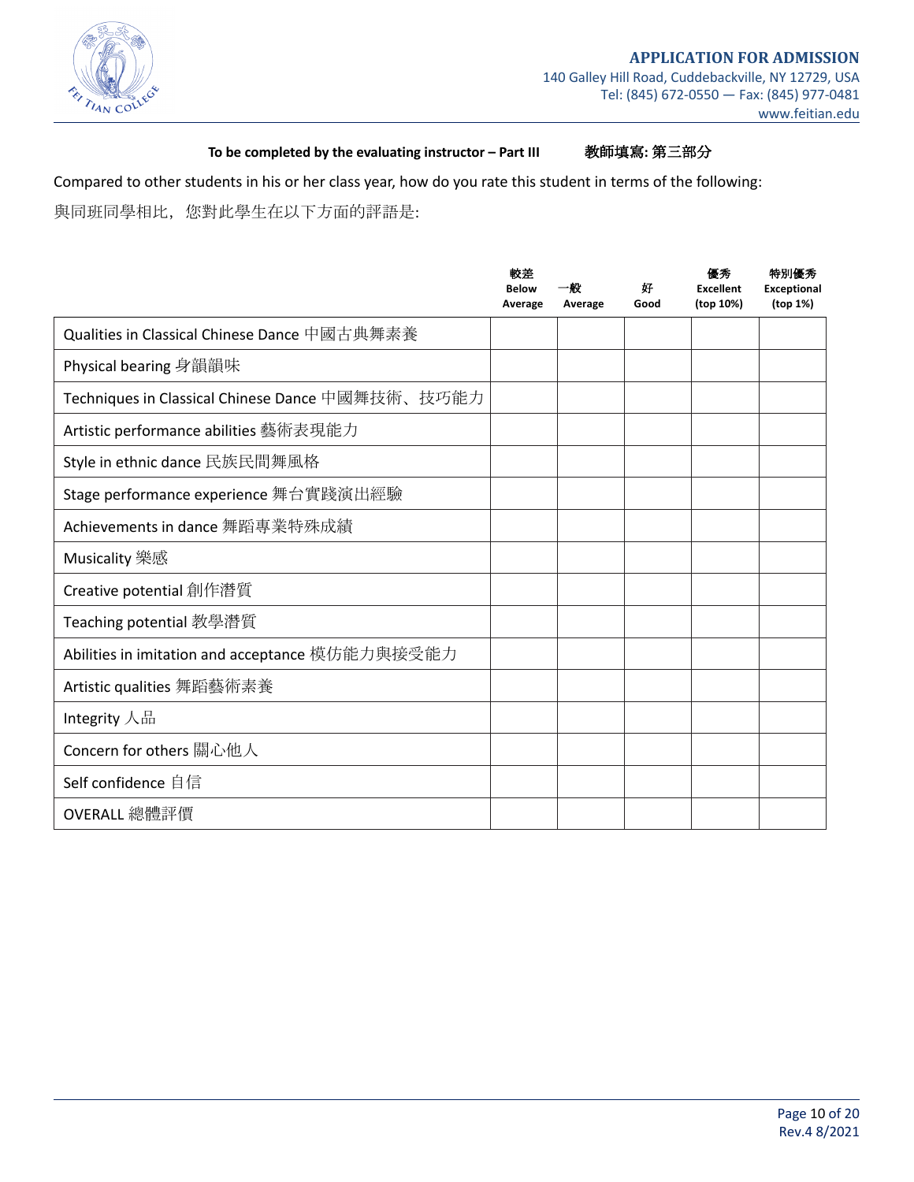**APPLICATION FOR ADMISSION**

140 Galley Hill Road, Cuddebackville, NY 12729, USA
Tel: (845) 672-0550 — Fax: (845) 977-0481
www.feitian.edu

**To be completed by the evaluating instructor – Part III　　教師填寫: 第三部分**

Compared to other students in his or her class year, how do you rate this student in terms of the following:

與同班同學相比，您對此學生在以下方面的評語是:

| | 較差 Below Average | 一般 Average | 好 Good | 優秀 Excellent (top 10%) | 特別優秀 Exceptional (top 1%) |
|---|---|---|---|---|---|
| Qualities in Classical Chinese Dance 中國古典舞素養 | | | | | |
| Physical bearing 身韻韻味 | | | | | |
| Techniques in Classical Chinese Dance 中國舞技術、技巧能力 | | | | | |
| Artistic performance abilities 藝術表現能力 | | | | | |
| Style in ethnic dance 民族民間舞風格 | | | | | |
| Stage performance experience 舞台實踐演出經驗 | | | | | |
| Achievements in dance 舞蹈專業特殊成績 | | | | | |
| Musicality 樂感 | | | | | |
| Creative potential 創作潛質 | | | | | |
| Teaching potential 教學潛質 | | | | | |
| Abilities in imitation and acceptance 模仿能力與接受能力 | | | | | |
| Artistic qualities 舞蹈藝術素養 | | | | | |
| Integrity 人品 | | | | | |
| Concern for others 關心他人 | | | | | |
| Self confidence 自信 | | | | | |
| OVERALL 總體評價 | | | | | |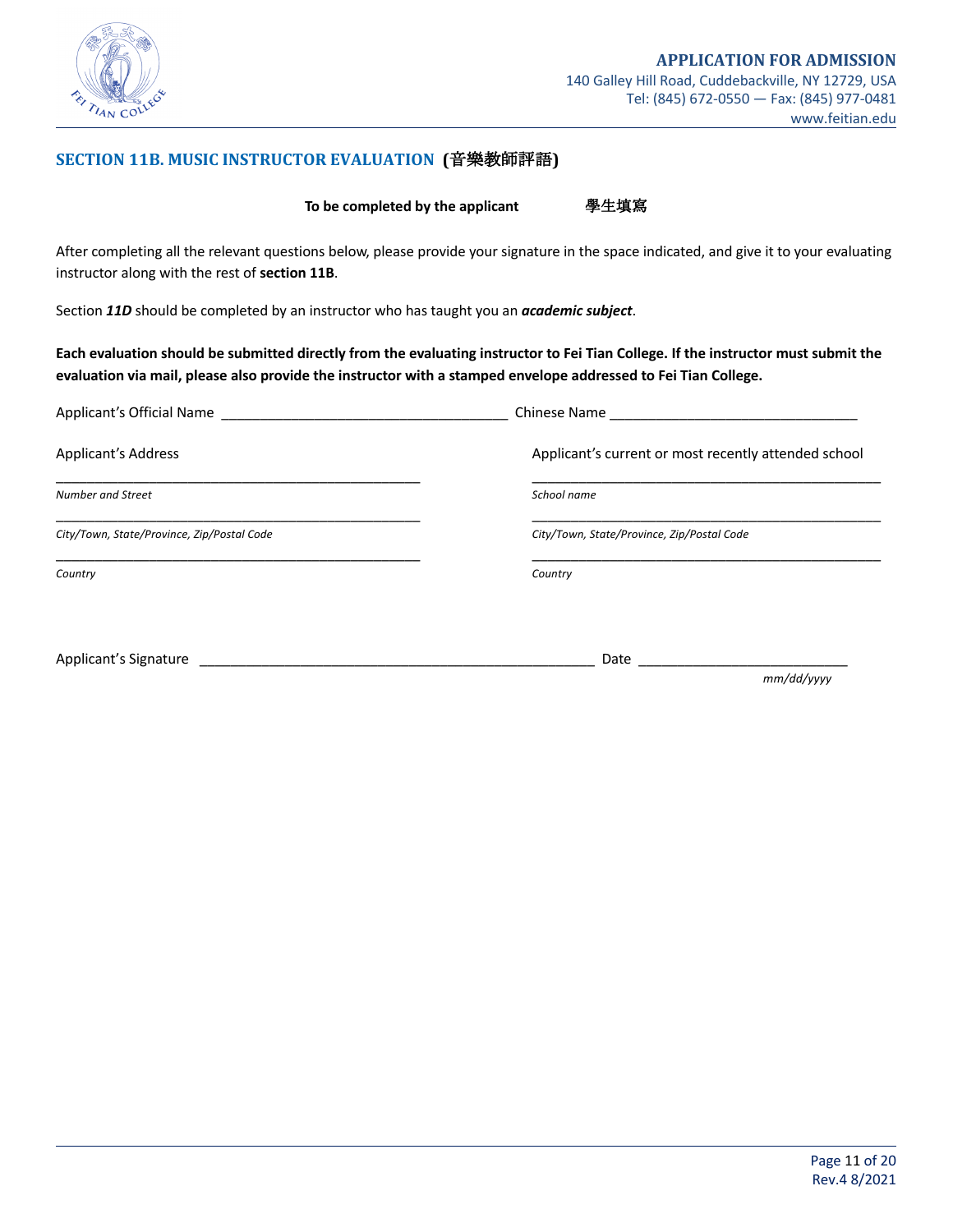**APPLICATION FOR ADMISSION**
140 Galley Hill Road, Cuddebackville, NY 12729, USA
Tel: (845) 672-0550 — Fax: (845) 977-0481
www.feitian.edu

## SECTION 11B. MUSIC INSTRUCTOR EVALUATION (音樂教師評語)

**To be completed by the applicant** **學生填寫**

After completing all the relevant questions below, please provide your signature in the space indicated, and give it to your evaluating instructor along with the rest of **section 11B**.

Section ***11D*** should be completed by an instructor who has taught you an ***academic subject***.

**Each evaluation should be submitted directly from the evaluating instructor to Fei Tian College. If the instructor must submit the evaluation via mail, please also provide the instructor with a stamped envelope addressed to Fei Tian College.**

Applicant's Official Name ____________________________________ Chinese Name ________________________________

Applicant's Address

___________________________________________________
*Number and Street*

___________________________________________________
*City/Town, State/Province, Zip/Postal Code*

___________________________________________________
*Country*

Applicant's current or most recently attended school

___________________________________________________
*School name*

___________________________________________________
*City/Town, State/Province, Zip/Postal Code*

___________________________________________________
*Country*

Applicant's Signature ___________________________________________________ Date ___________________________
*mm/dd/yyyy*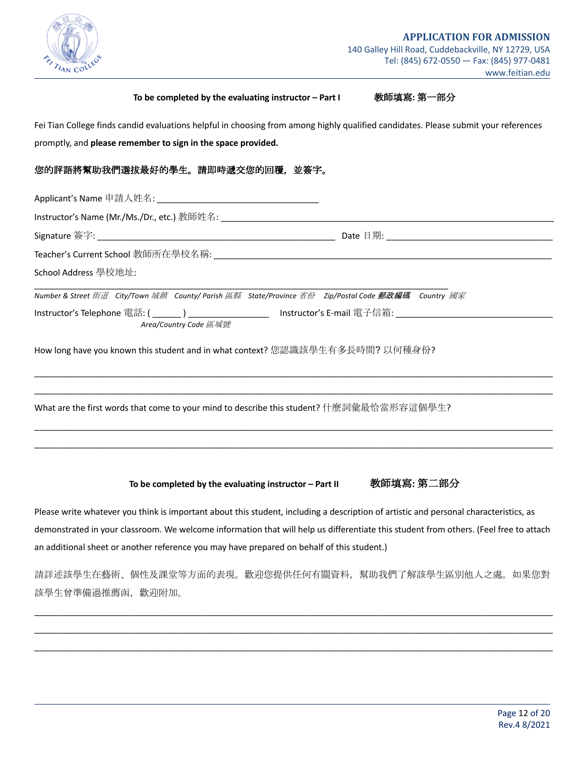**APPLICATION FOR ADMISSION**
140 Galley Hill Road, Cuddebackville, NY 12729, USA
Tel: (845) 672-0550 — Fax: (845) 977-0481
www.feitian.edu

### To be completed by the evaluating instructor – Part I　　教師填寫: 第一部分

Fei Tian College finds candid evaluations helpful in choosing from among highly qualified candidates. Please submit your references promptly, and **please remember to sign in the space provided.**

**您的評語將幫助我們選拔最好的學生。請即時遞交您的回覆，並簽字。**

Applicant's Name 申請人姓名: ___________________________________

Instructor's Name (Mr./Ms./Dr., etc.) 教師姓名: ___________________________________

Signature 簽字: ___________________________________ Date 日期: ___________________________________

Teacher's Current School 教師所在學校名稱: ___________________________________

School Address 學校地址:

___________________________________

*Number & Street 街道　City/Town 城鎮　County/ Parish 區縣　State/Province 省份　Zip/Postal Code 郵政編碼　Country 國家*

Instructor's Telephone 電話: ( ______ ) _________________　Instructor's E-mail 電子信箱: ___________________________________

*Area/Country Code 區域號*

How long have you known this student and in what context? 您認識該學生有多長時間? 以何種身份?

___________________________________

___________________________________

What are the first words that come to your mind to describe this student? 什麼詞彙最恰當形容這個學生?

___________________________________

___________________________________

### To be completed by the evaluating instructor – Part II　　教師填寫: 第二部分

Please write whatever you think is important about this student, including a description of artistic and personal characteristics, as demonstrated in your classroom. We welcome information that will help us differentiate this student from others. (Feel free to attach an additional sheet or another reference you may have prepared on behalf of this student.)

請詳述該學生在藝術、個性及課堂等方面的表現。歡迎您提供任何有關資料，幫助我們了解該學生區別他人之處。如果您對該學生曾準備過推薦函，歡迎附加。

___________________________________

___________________________________

___________________________________

Rev.4 8/2021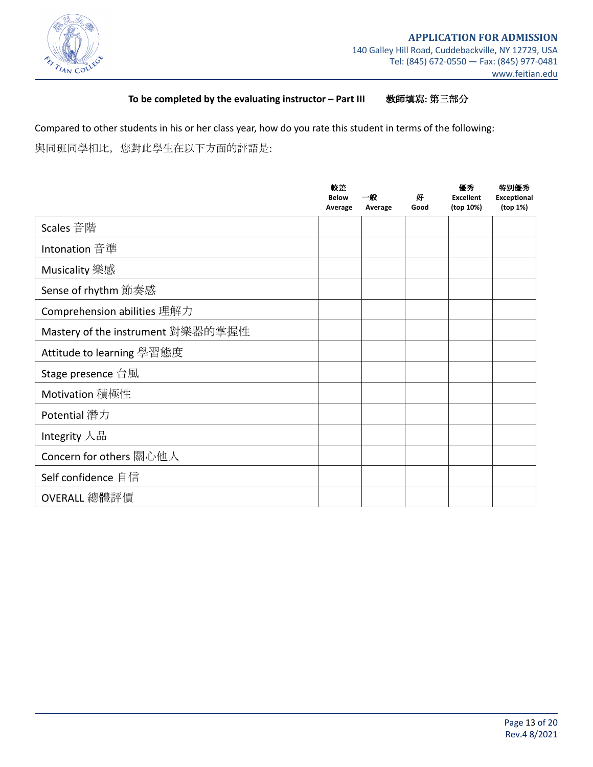**To be completed by the evaluating instructor – Part III　　教師填寫: 第三部分**

Compared to other students in his or her class year, how do you rate this student in terms of the following:

與同班同學相比，您對此學生在以下方面的評語是:

| | 較差 Below Average | 一般 Average | 好 Good | 優秀 Excellent (top 10%) | 特別優秀 Exceptional (top 1%) |
|---|---|---|---|---|---|
| Scales 音階 | | | | | |
| Intonation 音準 | | | | | |
| Musicality 樂感 | | | | | |
| Sense of rhythm 節奏感 | | | | | |
| Comprehension abilities 理解力 | | | | | |
| Mastery of the instrument 對樂器的掌握性 | | | | | |
| Attitude to learning 學習態度 | | | | | |
| Stage presence 台風 | | | | | |
| Motivation 積極性 | | | | | |
| Potential 潛力 | | | | | |
| Integrity 人品 | | | | | |
| Concern for others 關心他人 | | | | | |
| Self confidence 自信 | | | | | |
| OVERALL 總體評價 | | | | | |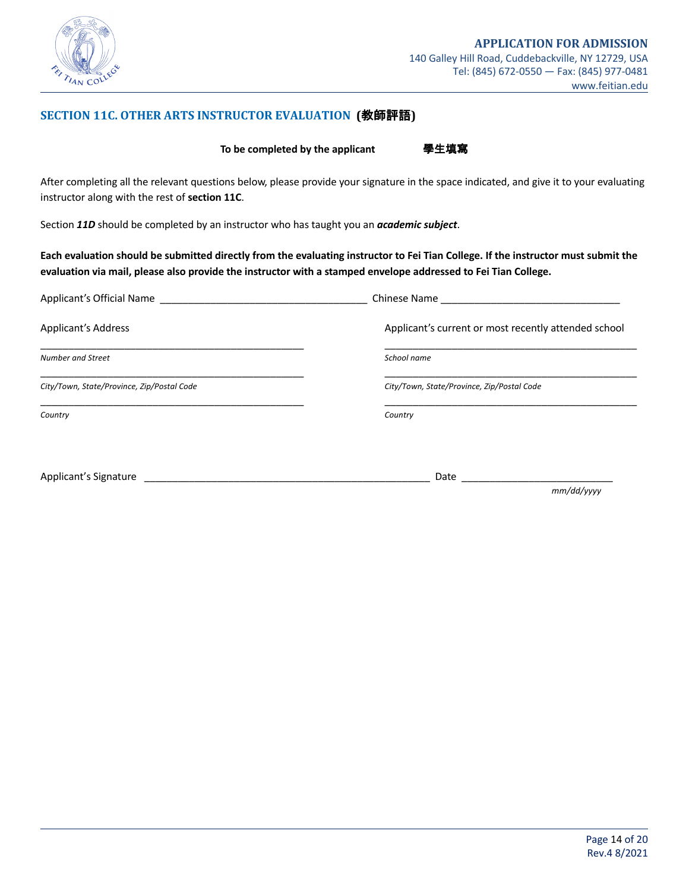## SECTION 11C. OTHER ARTS INSTRUCTOR EVALUATION (教師評語)

**To be completed by the applicant** **學生填寫**

After completing all the relevant questions below, please provide your signature in the space indicated, and give it to your evaluating instructor along with the rest of **section 11C**.

Section ***11D*** should be completed by an instructor who has taught you an ***academic subject***.

**Each evaluation should be submitted directly from the evaluating instructor to Fei Tian College. If the instructor must submit the evaluation via mail, please also provide the instructor with a stamped envelope addressed to Fei Tian College.**

Applicant's Official Name ____________________________________ Chinese Name ________________________________

Applicant's Address

__________________________________________________
*Number and Street*

__________________________________________________
*City/Town, State/Province, Zip/Postal Code*

__________________________________________________
*Country*

Applicant's current or most recently attended school

__________________________________________________
*School name*

__________________________________________________
*City/Town, State/Province, Zip/Postal Code*

__________________________________________________
*Country*

Applicant's Signature ___________________________________________________ Date ___________________________
*mm/dd/yyyy*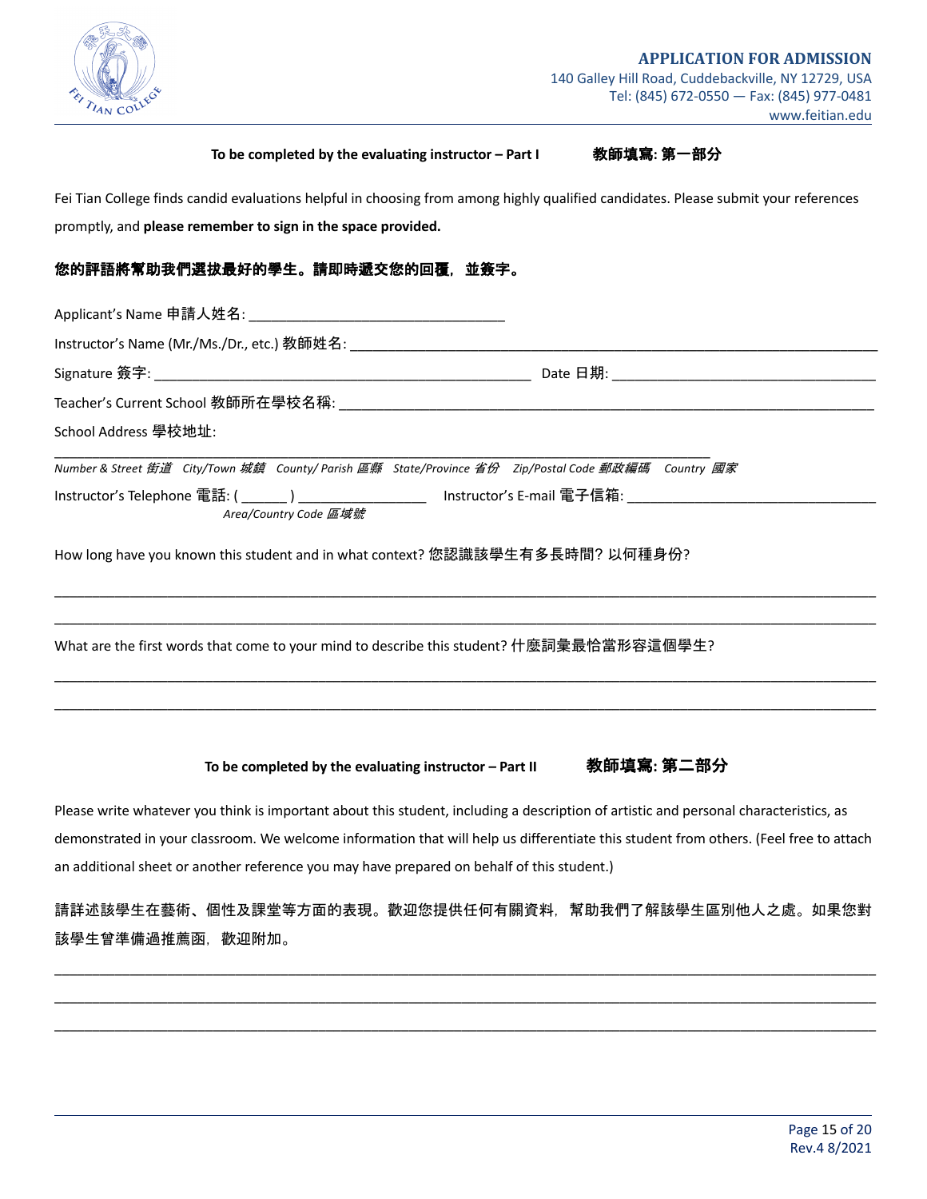**APPLICATION FOR ADMISSION**
140 Galley Hill Road, Cuddebackville, NY 12729, USA
Tel: (845) 672-0550 — Fax: (845) 977-0481
www.feitian.edu

### To be completed by the evaluating instructor – Part I 教師填寫: 第一部分

Fei Tian College finds candid evaluations helpful in choosing from among highly qualified candidates. Please submit your references promptly, and **please remember to sign in the space provided.**

**您的評語將幫助我們選拔最好的學生。請即時遞交您的回覆，並簽字。**

Applicant's Name 申請人姓名: ________________________________

Instructor's Name (Mr./Ms./Dr., etc.) 教師姓名: ________________________________

Signature 簽字: ________________________________ Date 日期: ________________________________

Teacher's Current School 教師所在學校名稱: ________________________________

School Address 學校地址:

________________________________

*Number & Street 街道 City/Town 城鎮 County/ Parish 區縣 State/Province 省份 Zip/Postal Code 郵政編碼 Country 國家*

Instructor's Telephone 電話: ( ______ ) ________________ Instructor's E-mail 電子信箱: ________________________________

*Area/Country Code 區域號*

How long have you known this student and in what context? 您認識該學生有多長時間? 以何種身份?

________________________________

________________________________

What are the first words that come to your mind to describe this student? 什麼詞彙最恰當形容這個學生?

________________________________

________________________________

### To be completed by the evaluating instructor – Part II 教師填寫: 第二部分

Please write whatever you think is important about this student, including a description of artistic and personal characteristics, as demonstrated in your classroom. We welcome information that will help us differentiate this student from others. (Feel free to attach an additional sheet or another reference you may have prepared on behalf of this student.)

請詳述該學生在藝術、個性及課堂等方面的表現。歡迎您提供任何有關資料，幫助我們了解該學生區別他人之處。如果您對該學生曾準備過推薦函，歡迎附加。

________________________________

________________________________

________________________________

Rev.4 8/2021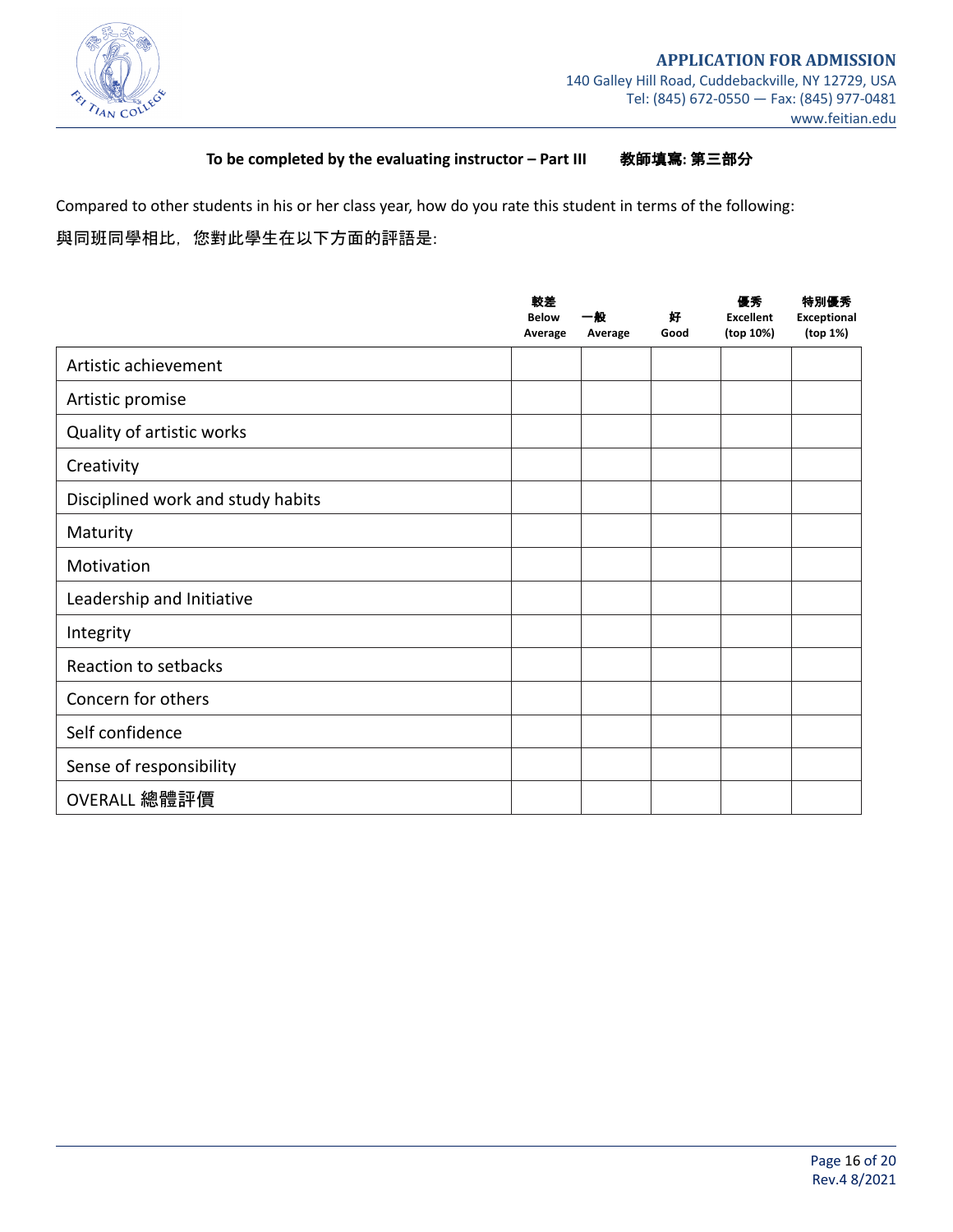**To be completed by the evaluating instructor – Part III　　教師填寫: 第三部分**

Compared to other students in his or her class year, how do you rate this student in terms of the following:

與同班同學相比，您對此學生在以下方面的評語是:

| | 較差 Below Average | 一般 Average | 好 Good | 優秀 Excellent (top 10%) | 特別優秀 Exceptional (top 1%) |
|---|---|---|---|---|---|
| Artistic achievement | | | | | |
| Artistic promise | | | | | |
| Quality of artistic works | | | | | |
| Creativity | | | | | |
| Disciplined work and study habits | | | | | |
| Maturity | | | | | |
| Motivation | | | | | |
| Leadership and Initiative | | | | | |
| Integrity | | | | | |
| Reaction to setbacks | | | | | |
| Concern for others | | | | | |
| Self confidence | | | | | |
| Sense of responsibility | | | | | |
| OVERALL 總體評價 | | | | | |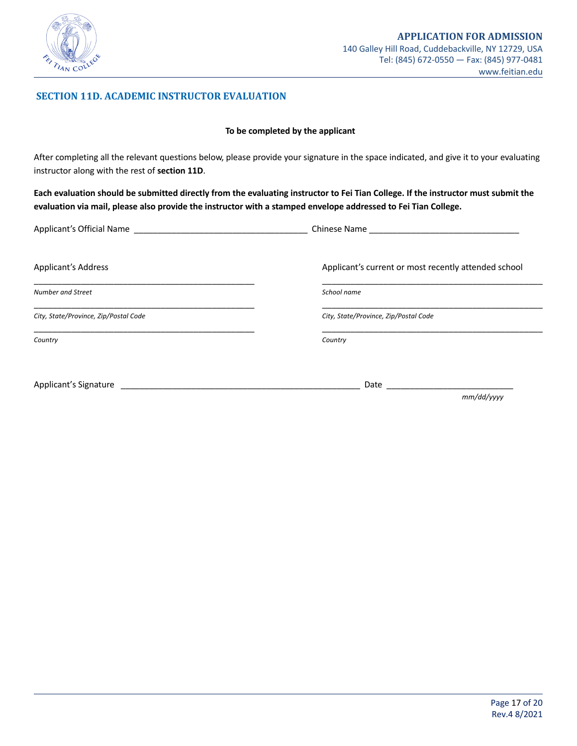**APPLICATION FOR ADMISSION**
140 Galley Hill Road, Cuddebackville, NY 12729, USA
Tel: (845) 672-0550 — Fax: (845) 977-0481
www.feitian.edu

## SECTION 11D. ACADEMIC INSTRUCTOR EVALUATION

**To be completed by the applicant**

After completing all the relevant questions below, please provide your signature in the space indicated, and give it to your evaluating instructor along with the rest of **section 11D**.

**Each evaluation should be submitted directly from the evaluating instructor to Fei Tian College. If the instructor must submit the evaluation via mail, please also provide the instructor with a stamped envelope addressed to Fei Tian College.**

Applicant's Official Name ____________________________________ Chinese Name ________________________________

Applicant's Address

__________________________________________________
*Number and Street*

__________________________________________________
*City, State/Province, Zip/Postal Code*

__________________________________________________
*Country*

Applicant's current or most recently attended school

__________________________________________________
*School name*

__________________________________________________
*City, State/Province, Zip/Postal Code*

__________________________________________________
*Country*

Applicant's Signature ____________________________________________________ Date ___________________________
*mm/dd/yyyy*

Rev.4 8/2021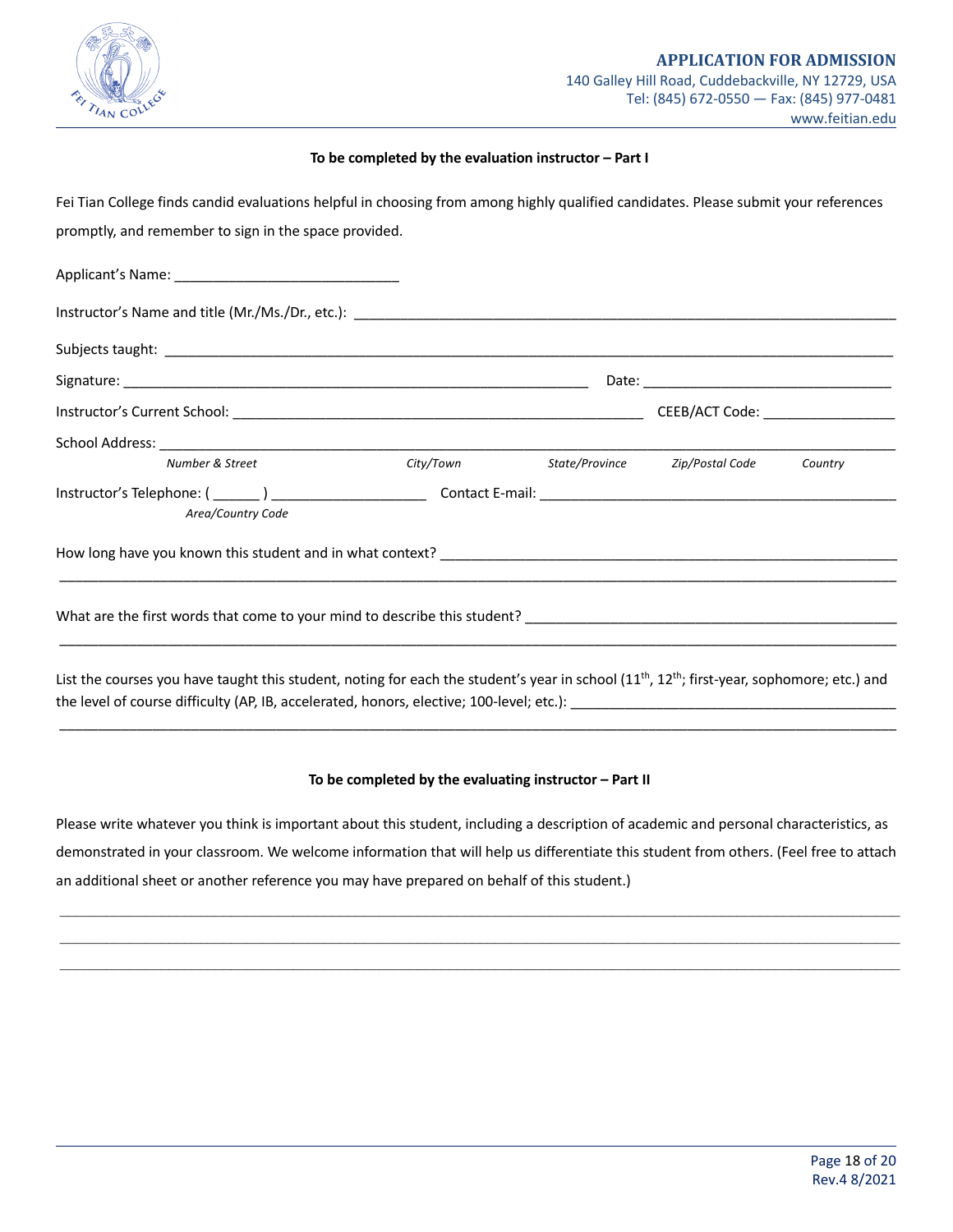**APPLICATION FOR ADMISSION**
140 Galley Hill Road, Cuddebackville, NY 12729, USA
Tel: (845) 672-0550 — Fax: (845) 977-0481
www.feitian.edu

**To be completed by the evaluation instructor – Part I**

Fei Tian College finds candid evaluations helpful in choosing from among highly qualified candidates. Please submit your references promptly, and remember to sign in the space provided.

Applicant's Name: _____________________________

Instructor's Name and title (Mr./Ms./Dr., etc.): _______________________________________________________________________

Subjects taught: _______________________________________________________________________________________________

Signature: ____________________________________________________________ Date: ________________________________

Instructor's Current School: ______________________________________________________ CEEB/ACT Code: _________________

School Address: ________________________________________________________________________________________________
*Number & Street* *City/Town* *State/Province* *Zip/Postal Code* *Country*

Instructor's Telephone: ( ______ ) ____________________ Contact E-mail: _______________________________________________
*Area/Country Code*

How long have you known this student and in what context? ___________________________________________________________
_____________________________________________________________________________________________________________

What are the first words that come to your mind to describe this student? _________________________________________________
_____________________________________________________________________________________________________________

List the courses you have taught this student, noting for each the student's year in school (11th, 12th; first-year, sophomore; etc.) and the level of course difficulty (AP, IB, accelerated, honors, elective; 100-level; etc.): ___________________________________________
_____________________________________________________________________________________________________________

**To be completed by the evaluating instructor – Part II**

Please write whatever you think is important about this student, including a description of academic and personal characteristics, as demonstrated in your classroom. We welcome information that will help us differentiate this student from others. (Feel free to attach an additional sheet or another reference you may have prepared on behalf of this student.)

_____________________________________________________________________________________________________________
_____________________________________________________________________________________________________________
_____________________________________________________________________________________________________________

Rev.4 8/2021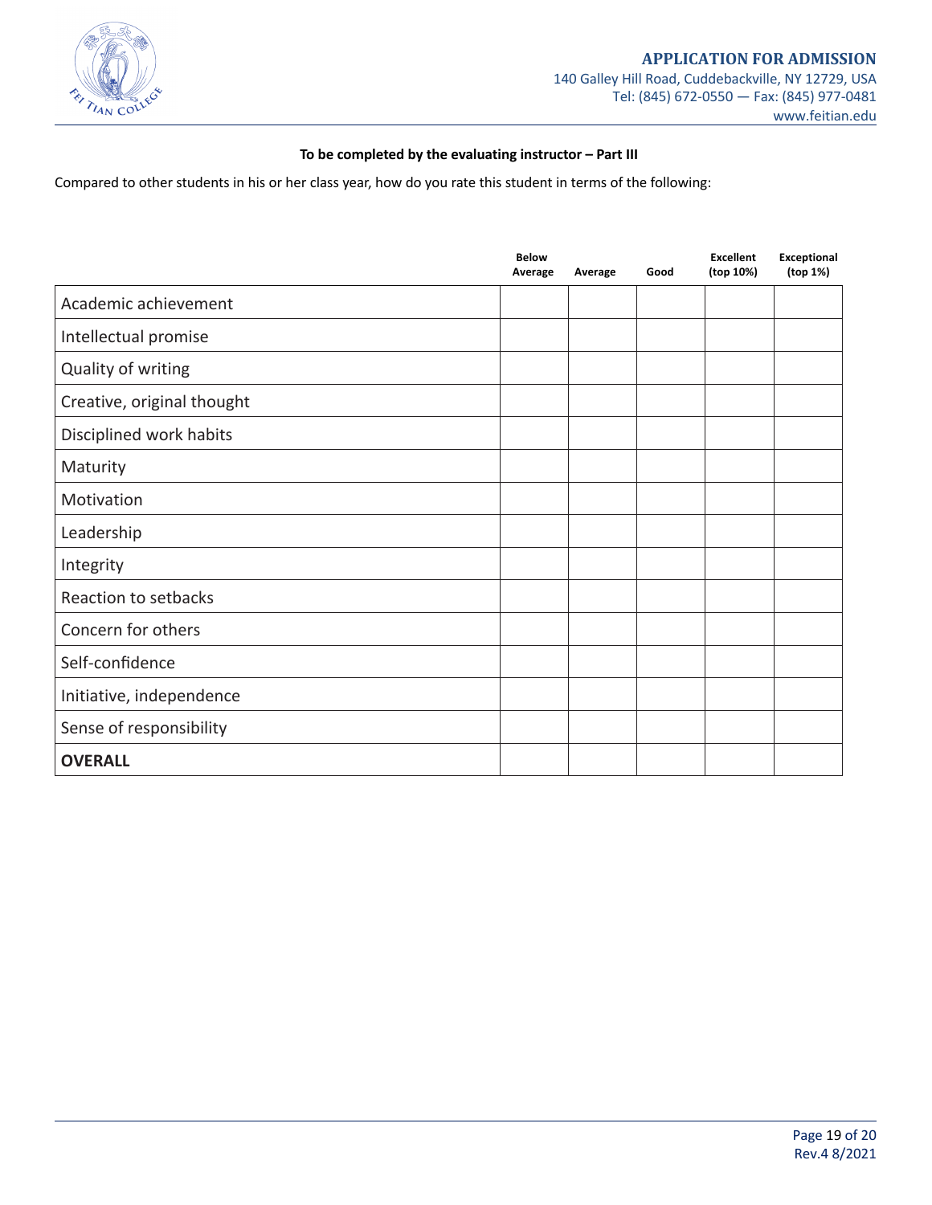**To be completed by the evaluating instructor – Part III**

Compared to other students in his or her class year, how do you rate this student in terms of the following:

| | Below Average | Average | Good | Excellent (top 10%) | Exceptional (top 1%) |
|---|---|---|---|---|---|
| Academic achievement | | | | | |
| Intellectual promise | | | | | |
| Quality of writing | | | | | |
| Creative, original thought | | | | | |
| Disciplined work habits | | | | | |
| Maturity | | | | | |
| Motivation | | | | | |
| Leadership | | | | | |
| Integrity | | | | | |
| Reaction to setbacks | | | | | |
| Concern for others | | | | | |
| Self-confidence | | | | | |
| Initiative, independence | | | | | |
| Sense of responsibility | | | | | |
| **OVERALL** | | | | | |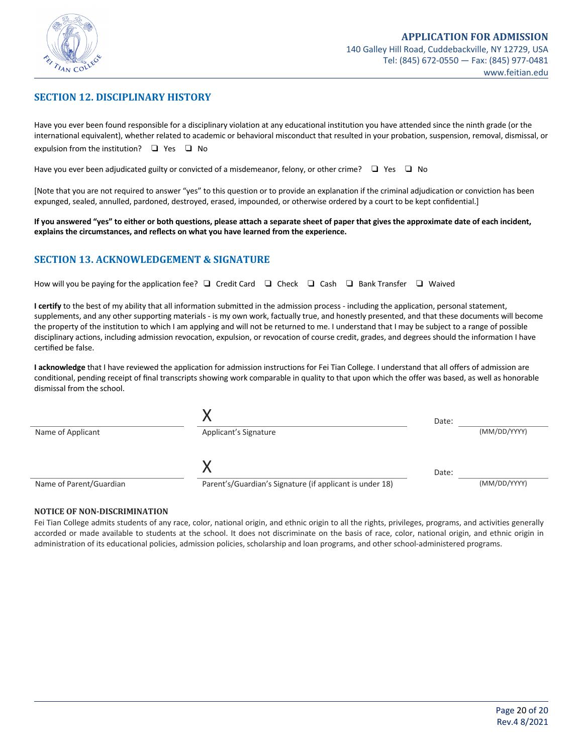# APPLICATION FOR ADMISSION

140 Galley Hill Road, Cuddebackville, NY 12729, USA
Tel: (845) 672-0550 — Fax: (845) 977-0481
www.feitian.edu

## SECTION 12. DISCIPLINARY HISTORY

Have you ever been found responsible for a disciplinary violation at any educational institution you have attended since the ninth grade (or the international equivalent), whether related to academic or behavioral misconduct that resulted in your probation, suspension, removal, dismissal, or expulsion from the institution? ❑ Yes ❑ No

Have you ever been adjudicated guilty or convicted of a misdemeanor, felony, or other crime? ❑ Yes ❑ No

[Note that you are not required to answer "yes" to this question or to provide an explanation if the criminal adjudication or conviction has been expunged, sealed, annulled, pardoned, destroyed, erased, impounded, or otherwise ordered by a court to be kept confidential.]

**If you answered "yes" to either or both questions, please attach a separate sheet of paper that gives the approximate date of each incident, explains the circumstances, and reflects on what you have learned from the experience.**

## SECTION 13. ACKNOWLEDGEMENT & SIGNATURE

How will you be paying for the application fee? ❑ Credit Card ❑ Check ❑ Cash ❑ Bank Transfer ❑ Waived

**I certify** to the best of my ability that all information submitted in the admission process - including the application, personal statement, supplements, and any other supporting materials - is my own work, factually true, and honestly presented, and that these documents will become the property of the institution to which I am applying and will not be returned to me. I understand that I may be subject to a range of possible disciplinary actions, including admission revocation, expulsion, or revocation of course credit, grades, and degrees should the information I have certified be false.

**I acknowledge** that I have reviewed the application for admission instructions for Fei Tian College. I understand that all offers of admission are conditional, pending receipt of final transcripts showing work comparable in quality to that upon which the offer was based, as well as honorable dismissal from the school.

| | | |
|---|---|---|
| | X | Date: |
| Name of Applicant | Applicant's Signature | (MM/DD/YYYY) |
| | X | Date: |
| Name of Parent/Guardian | Parent's/Guardian's Signature (if applicant is under 18) | (MM/DD/YYYY) |

**NOTICE OF NON-DISCRIMINATION**

Fei Tian College admits students of any race, color, national origin, and ethnic origin to all the rights, privileges, programs, and activities generally accorded or made available to students at the school. It does not discriminate on the basis of race, color, national origin, and ethnic origin in administration of its educational policies, admission policies, scholarship and loan programs, and other school-administered programs.

Rev.4 8/2021